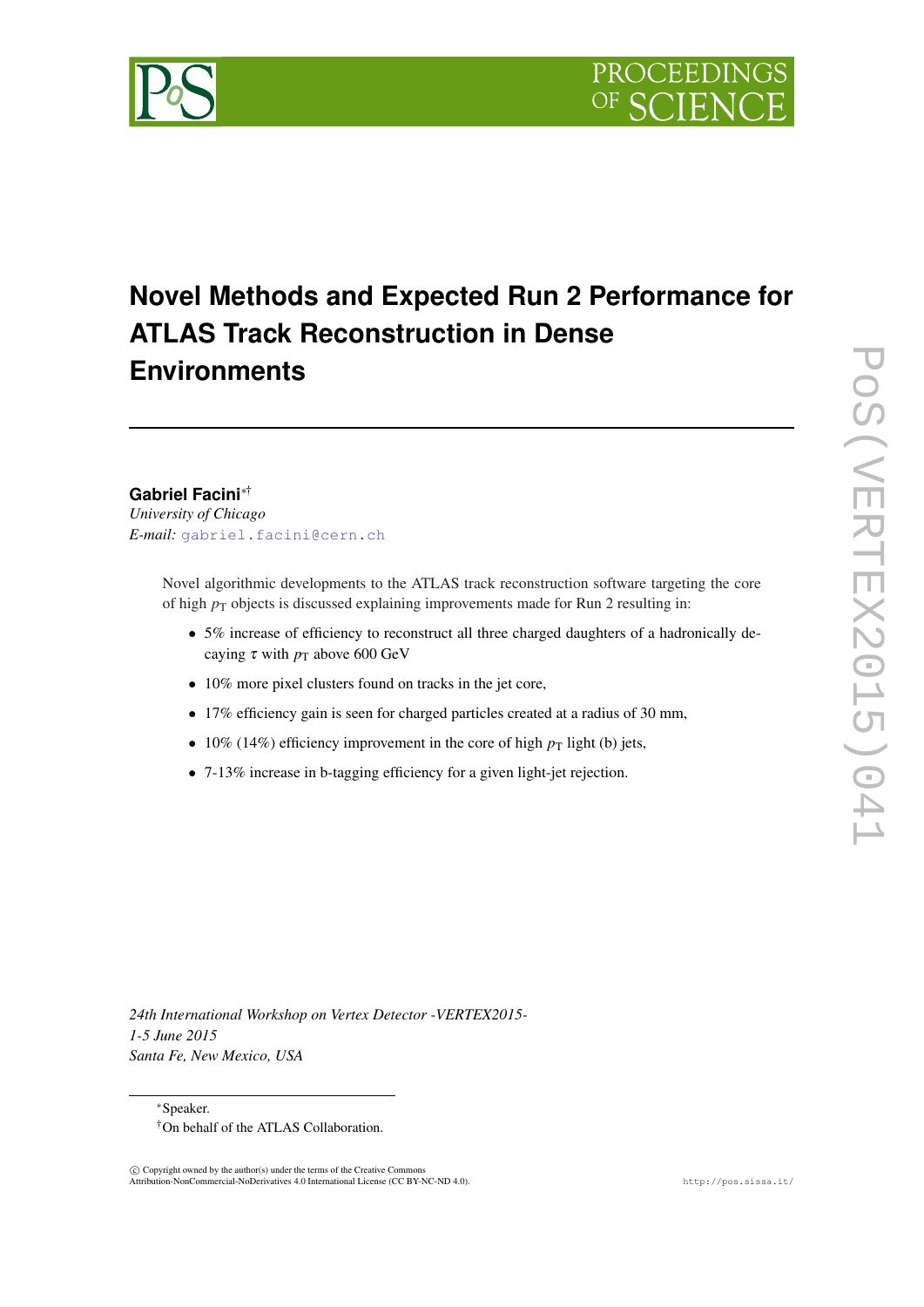# Novel Methods and Expected Run 2 Performance for ATLAS Track Reconstruction in Dense Environments

**Gabriel Facini**[∗†]
*University of Chicago*
*E-mail:* gabriel.facini@cern.ch

Novel algorithmic developments to the ATLAS track reconstruction software targeting the core of high $p_{\mathrm{T}}$ objects is discussed explaining improvements made for Run 2 resulting in:

- 5% increase of efficiency to reconstruct all three charged daughters of a hadronically decaying $\tau$ with $p_{\mathrm{T}}$ above 600 GeV
- 10% more pixel clusters found on tracks in the jet core,
- 17% efficiency gain is seen for charged particles created at a radius of 30 mm,
- 10% (14%) efficiency improvement in the core of high $p_{\mathrm{T}}$ light (b) jets,
- 7-13% increase in b-tagging efficiency for a given light-jet rejection.

*24th International Workshop on Vertex Detector -VERTEX2015-*
*1-5 June 2015*
*Santa Fe, New Mexico, USA*

[∗]Speaker.
[†]On behalf of the ATLAS Collaboration.

© Copyright owned by the author(s) under the terms of the Creative Commons Attribution-NonCommercial-NoDerivatives 4.0 International License (CC BY-NC-ND 4.0).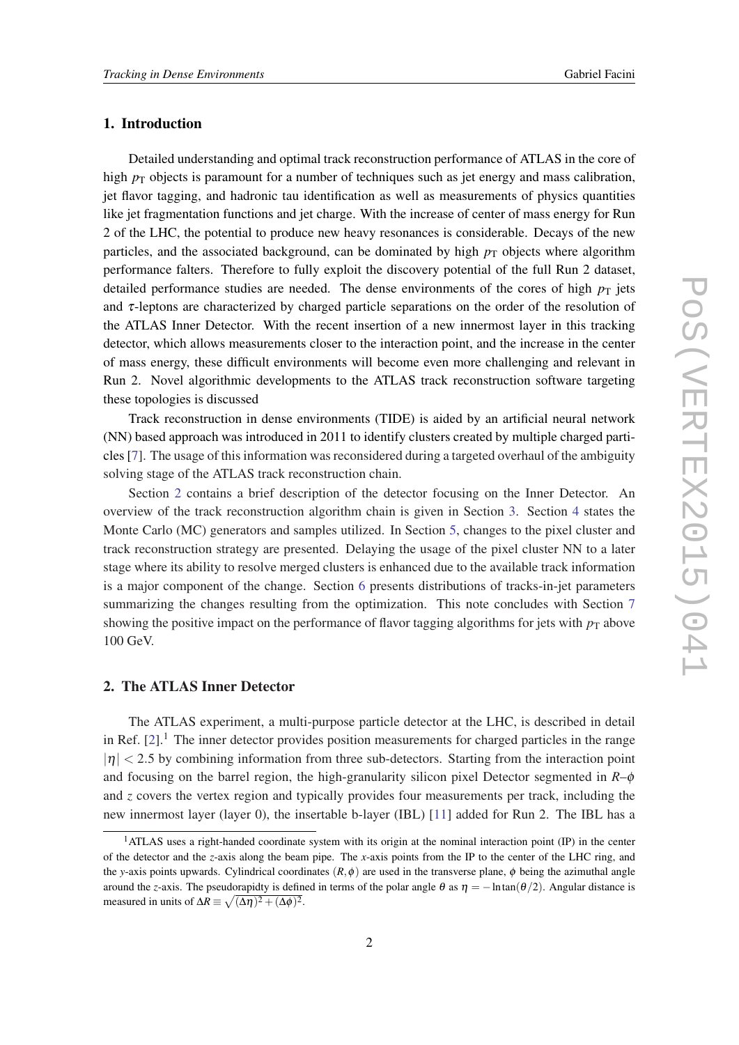## 1. Introduction

Detailed understanding and optimal track reconstruction performance of ATLAS in the core of high $p_{\mathrm{T}}$ objects is paramount for a number of techniques such as jet energy and mass calibration, jet flavor tagging, and hadronic tau identification as well as measurements of physics quantities like jet fragmentation functions and jet charge. With the increase of center of mass energy for Run 2 of the LHC, the potential to produce new heavy resonances is considerable. Decays of the new particles, and the associated background, can be dominated by high $p_{\mathrm{T}}$ objects where algorithm performance falters. Therefore to fully exploit the discovery potential of the full Run 2 dataset, detailed performance studies are needed. The dense environments of the cores of high $p_{\mathrm{T}}$ jets and $\tau$-leptons are characterized by charged particle separations on the order of the resolution of the ATLAS Inner Detector. With the recent insertion of a new innermost layer in this tracking detector, which allows measurements closer to the interaction point, and the increase in the center of mass energy, these difficult environments will become even more challenging and relevant in Run 2. Novel algorithmic developments to the ATLAS track reconstruction software targeting these topologies is discussed

Track reconstruction in dense environments (TIDE) is aided by an artificial neural network (NN) based approach was introduced in 2011 to identify clusters created by multiple charged particles [7]. The usage of this information was reconsidered during a targeted overhaul of the ambiguity solving stage of the ATLAS track reconstruction chain.

Section 2 contains a brief description of the detector focusing on the Inner Detector. An overview of the track reconstruction algorithm chain is given in Section 3. Section 4 states the Monte Carlo (MC) generators and samples utilized. In Section 5, changes to the pixel cluster and track reconstruction strategy are presented. Delaying the usage of the pixel cluster NN to a later stage where its ability to resolve merged clusters is enhanced due to the available track information is a major component of the change. Section 6 presents distributions of tracks-in-jet parameters summarizing the changes resulting from the optimization. This note concludes with Section 7 showing the positive impact on the performance of flavor tagging algorithms for jets with $p_{\mathrm{T}}$ above 100 GeV.

## 2. The ATLAS Inner Detector

The ATLAS experiment, a multi-purpose particle detector at the LHC, is described in detail in Ref. [2].[1] The inner detector provides position measurements for charged particles in the range $|\eta| < 2.5$ by combining information from three sub-detectors. Starting from the interaction point and focusing on the barrel region, the high-granularity silicon pixel Detector segmented in $R$–$\phi$ and $z$ covers the vertex region and typically provides four measurements per track, including the new innermost layer (layer 0), the insertable b-layer (IBL) [11] added for Run 2. The IBL has a

[1] ATLAS uses a right-handed coordinate system with its origin at the nominal interaction point (IP) in the center of the detector and the $z$-axis along the beam pipe. The $x$-axis points from the IP to the center of the LHC ring, and the $y$-axis points upwards. Cylindrical coordinates $(R, \phi)$ are used in the transverse plane, $\phi$ being the azimuthal angle around the $z$-axis. The pseudorapidty is defined in terms of the polar angle $\theta$ as $\eta = -\ln\tan(\theta/2)$. Angular distance is measured in units of $\Delta R \equiv \sqrt{(\Delta\eta)^2 + (\Delta\phi)^2}$.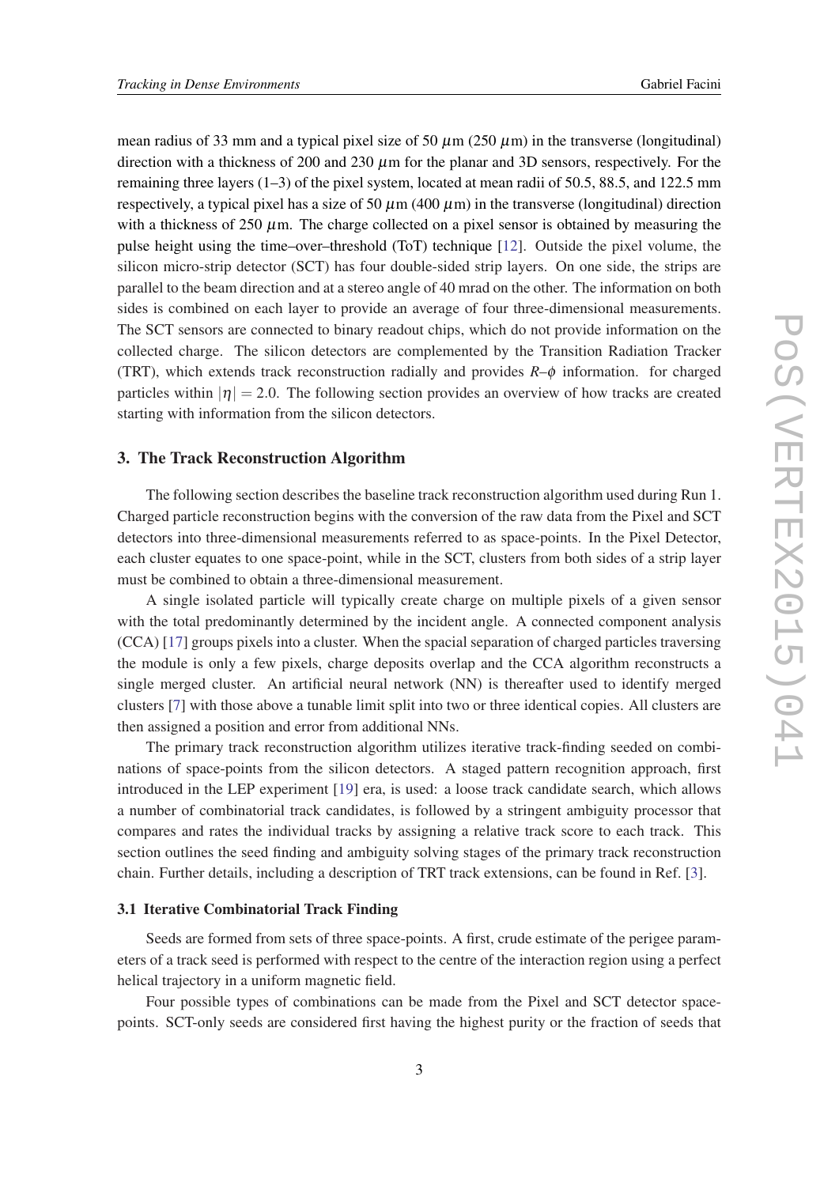mean radius of 33 mm and a typical pixel size of 50 $\mu$m (250 $\mu$m) in the transverse (longitudinal) direction with a thickness of 200 and 230 $\mu$m for the planar and 3D sensors, respectively. For the remaining three layers (1–3) of the pixel system, located at mean radii of 50.5, 88.5, and 122.5 mm respectively, a typical pixel has a size of 50 $\mu$m (400 $\mu$m) in the transverse (longitudinal) direction with a thickness of 250 $\mu$m. The charge collected on a pixel sensor is obtained by measuring the pulse height using the time–over–threshold (ToT) technique [12]. Outside the pixel volume, the silicon micro-strip detector (SCT) has four double-sided strip layers. On one side, the strips are parallel to the beam direction and at a stereo angle of 40 mrad on the other. The information on both sides is combined on each layer to provide an average of four three-dimensional measurements. The SCT sensors are connected to binary readout chips, which do not provide information on the collected charge. The silicon detectors are complemented by the Transition Radiation Tracker (TRT), which extends track reconstruction radially and provides $R$–$\phi$ information. for charged particles within $|\eta| = 2.0$. The following section provides an overview of how tracks are created starting with information from the silicon detectors.

## 3. The Track Reconstruction Algorithm

The following section describes the baseline track reconstruction algorithm used during Run 1. Charged particle reconstruction begins with the conversion of the raw data from the Pixel and SCT detectors into three-dimensional measurements referred to as space-points. In the Pixel Detector, each cluster equates to one space-point, while in the SCT, clusters from both sides of a strip layer must be combined to obtain a three-dimensional measurement.

A single isolated particle will typically create charge on multiple pixels of a given sensor with the total predominantly determined by the incident angle. A connected component analysis (CCA) [17] groups pixels into a cluster. When the spacial separation of charged particles traversing the module is only a few pixels, charge deposits overlap and the CCA algorithm reconstructs a single merged cluster. An artificial neural network (NN) is thereafter used to identify merged clusters [7] with those above a tunable limit split into two or three identical copies. All clusters are then assigned a position and error from additional NNs.

The primary track reconstruction algorithm utilizes iterative track-finding seeded on combinations of space-points from the silicon detectors. A staged pattern recognition approach, first introduced in the LEP experiment [19] era, is used: a loose track candidate search, which allows a number of combinatorial track candidates, is followed by a stringent ambiguity processor that compares and rates the individual tracks by assigning a relative track score to each track. This section outlines the seed finding and ambiguity solving stages of the primary track reconstruction chain. Further details, including a description of TRT track extensions, can be found in Ref. [3].

### 3.1 Iterative Combinatorial Track Finding

Seeds are formed from sets of three space-points. A first, crude estimate of the perigee parameters of a track seed is performed with respect to the centre of the interaction region using a perfect helical trajectory in a uniform magnetic field.

Four possible types of combinations can be made from the Pixel and SCT detector space-points. SCT-only seeds are considered first having the highest purity or the fraction of seeds that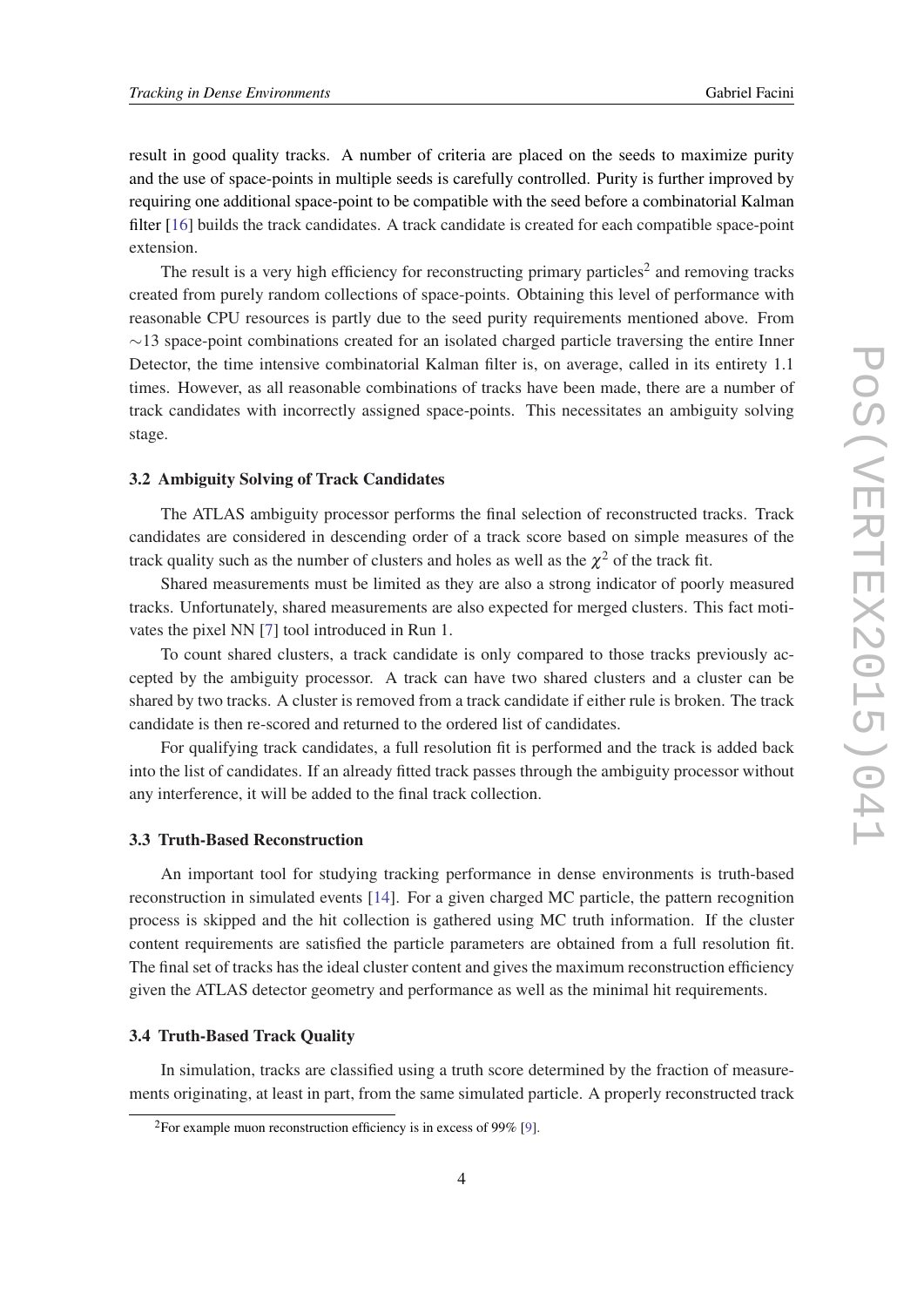result in good quality tracks. A number of criteria are placed on the seeds to maximize purity and the use of space-points in multiple seeds is carefully controlled. Purity is further improved by requiring one additional space-point to be compatible with the seed before a combinatorial Kalman filter [16] builds the track candidates. A track candidate is created for each compatible space-point extension.

The result is a very high efficiency for reconstructing primary particles[2] and removing tracks created from purely random collections of space-points. Obtaining this level of performance with reasonable CPU resources is partly due to the seed purity requirements mentioned above. From $\sim$13 space-point combinations created for an isolated charged particle traversing the entire Inner Detector, the time intensive combinatorial Kalman filter is, on average, called in its entirety 1.1 times. However, as all reasonable combinations of tracks have been made, there are a number of track candidates with incorrectly assigned space-points. This necessitates an ambiguity solving stage.

### 3.2 Ambiguity Solving of Track Candidates

The ATLAS ambiguity processor performs the final selection of reconstructed tracks. Track candidates are considered in descending order of a track score based on simple measures of the track quality such as the number of clusters and holes as well as the $\chi^2$ of the track fit.

Shared measurements must be limited as they are also a strong indicator of poorly measured tracks. Unfortunately, shared measurements are also expected for merged clusters. This fact motivates the pixel NN [7] tool introduced in Run 1.

To count shared clusters, a track candidate is only compared to those tracks previously accepted by the ambiguity processor. A track can have two shared clusters and a cluster can be shared by two tracks. A cluster is removed from a track candidate if either rule is broken. The track candidate is then re-scored and returned to the ordered list of candidates.

For qualifying track candidates, a full resolution fit is performed and the track is added back into the list of candidates. If an already fitted track passes through the ambiguity processor without any interference, it will be added to the final track collection.

### 3.3 Truth-Based Reconstruction

An important tool for studying tracking performance in dense environments is truth-based reconstruction in simulated events [14]. For a given charged MC particle, the pattern recognition process is skipped and the hit collection is gathered using MC truth information. If the cluster content requirements are satisfied the particle parameters are obtained from a full resolution fit. The final set of tracks has the ideal cluster content and gives the maximum reconstruction efficiency given the ATLAS detector geometry and performance as well as the minimal hit requirements.

### 3.4 Truth-Based Track Quality

In simulation, tracks are classified using a truth score determined by the fraction of measurements originating, at least in part, from the same simulated particle. A properly reconstructed track

---

[2] For example muon reconstruction efficiency is in excess of 99% [9].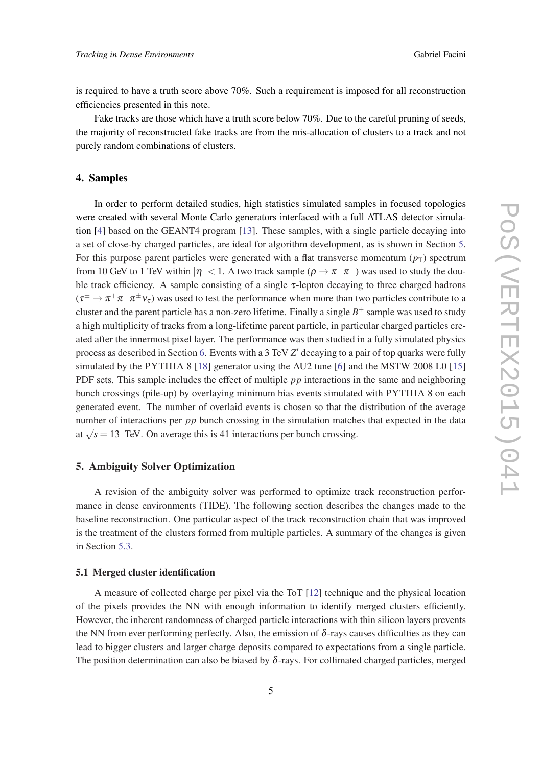is required to have a truth score above 70%. Such a requirement is imposed for all reconstruction efficiencies presented in this note.

Fake tracks are those which have a truth score below 70%. Due to the careful pruning of seeds, the majority of reconstructed fake tracks are from the mis-allocation of clusters to a track and not purely random combinations of clusters.

## 4. Samples

In order to perform detailed studies, high statistics simulated samples in focused topologies were created with several Monte Carlo generators interfaced with a full ATLAS detector simulation [4] based on the GEANT4 program [13]. These samples, with a single particle decaying into a set of close-by charged particles, are ideal for algorithm development, as is shown in Section 5. For this purpose parent particles were generated with a flat transverse momentum ($p_{\mathrm{T}}$) spectrum from 10 GeV to 1 TeV within $|\eta| < 1$. A two track sample ($\rho \rightarrow \pi^{+}\pi^{-}$) was used to study the double track efficiency. A sample consisting of a single $\tau$-lepton decaying to three charged hadrons ($\tau^{\pm} \rightarrow \pi^{+}\pi^{-}\pi^{\pm}\nu_{\tau}$) was used to test the performance when more than two particles contribute to a cluster and the parent particle has a non-zero lifetime. Finally a single $B^{+}$ sample was used to study a high multiplicity of tracks from a long-lifetime parent particle, in particular charged particles created after the innermost pixel layer. The performance was then studied in a fully simulated physics process as described in Section 6. Events with a 3 TeV $Z'$ decaying to a pair of top quarks were fully simulated by the PYTHIA 8 [18] generator using the AU2 tune [6] and the MSTW 2008 L0 [15] PDF sets. This sample includes the effect of multiple $pp$ interactions in the same and neighboring bunch crossings (pile-up) by overlaying minimum bias events simulated with PYTHIA 8 on each generated event. The number of overlaid events is chosen so that the distribution of the average number of interactions per $pp$ bunch crossing in the simulation matches that expected in the data at $\sqrt{s} = 13$ TeV. On average this is 41 interactions per bunch crossing.

## 5. Ambiguity Solver Optimization

A revision of the ambiguity solver was performed to optimize track reconstruction performance in dense environments (TIDE). The following section describes the changes made to the baseline reconstruction. One particular aspect of the track reconstruction chain that was improved is the treatment of the clusters formed from multiple particles. A summary of the changes is given in Section 5.3.

### 5.1 Merged cluster identification

A measure of collected charge per pixel via the ToT [12] technique and the physical location of the pixels provides the NN with enough information to identify merged clusters efficiently. However, the inherent randomness of charged particle interactions with thin silicon layers prevents the NN from ever performing perfectly. Also, the emission of $\delta$-rays causes difficulties as they can lead to bigger clusters and larger charge deposits compared to expectations from a single particle. The position determination can also be biased by $\delta$-rays. For collimated charged particles, merged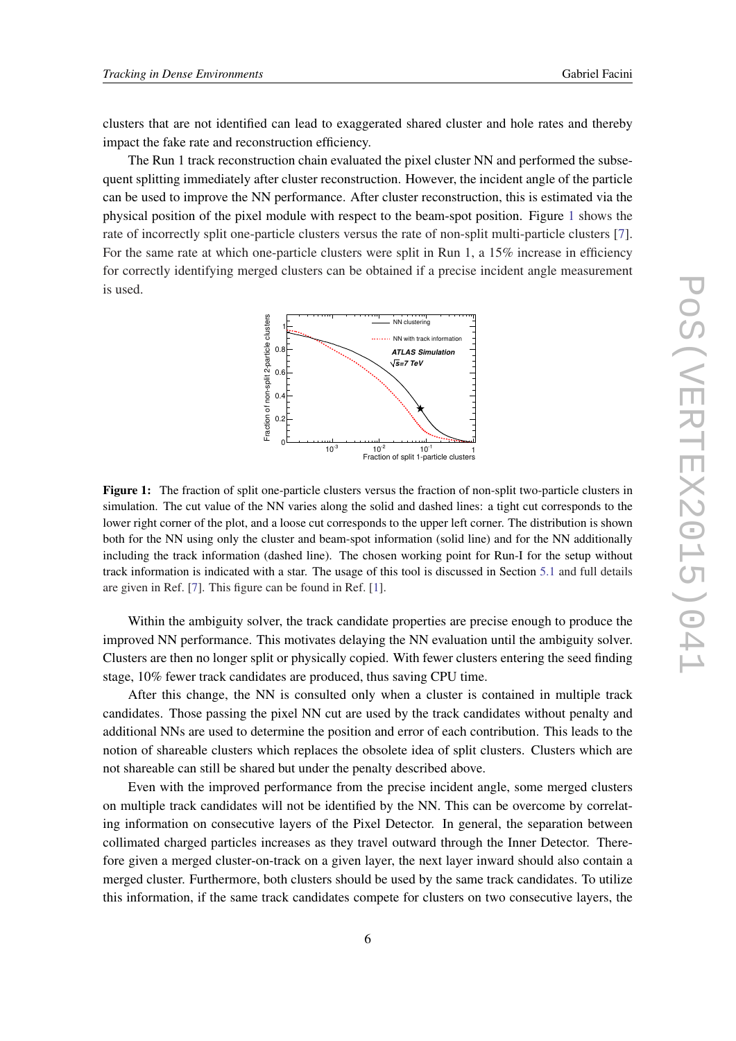clusters that are not identified can lead to exaggerated shared cluster and hole rates and thereby impact the fake rate and reconstruction efficiency.

The Run 1 track reconstruction chain evaluated the pixel cluster NN and performed the subsequent splitting immediately after cluster reconstruction. However, the incident angle of the particle can be used to improve the NN performance. After cluster reconstruction, this is estimated via the physical position of the pixel module with respect to the beam-spot position. Figure 1 shows the rate of incorrectly split one-particle clusters versus the rate of non-split multi-particle clusters [7]. For the same rate at which one-particle clusters were split in Run 1, a 15% increase in efficiency for correctly identifying merged clusters can be obtained if a precise incident angle measurement is used.

**Figure 1:** The fraction of split one-particle clusters versus the fraction of non-split two-particle clusters in simulation. The cut value of the NN varies along the solid and dashed lines: a tight cut corresponds to the lower right corner of the plot, and a loose cut corresponds to the upper left corner. The distribution is shown both for the NN using only the cluster and beam-spot information (solid line) and for the NN additionally including the track information (dashed line). The chosen working point for Run-I for the setup without track information is indicated with a star. The usage of this tool is discussed in Section 5.1 and full details are given in Ref. [7]. This figure can be found in Ref. [1].

Within the ambiguity solver, the track candidate properties are precise enough to produce the improved NN performance. This motivates delaying the NN evaluation until the ambiguity solver. Clusters are then no longer split or physically copied. With fewer clusters entering the seed finding stage, 10% fewer track candidates are produced, thus saving CPU time.

After this change, the NN is consulted only when a cluster is contained in multiple track candidates. Those passing the pixel NN cut are used by the track candidates without penalty and additional NNs are used to determine the position and error of each contribution. This leads to the notion of shareable clusters which replaces the obsolete idea of split clusters. Clusters which are not shareable can still be shared but under the penalty described above.

Even with the improved performance from the precise incident angle, some merged clusters on multiple track candidates will not be identified by the NN. This can be overcome by correlating information on consecutive layers of the Pixel Detector. In general, the separation between collimated charged particles increases as they travel outward through the Inner Detector. Therefore given a merged cluster-on-track on a given layer, the next layer inward should also contain a merged cluster. Furthermore, both clusters should be used by the same track candidates. To utilize this information, if the same track candidates compete for clusters on two consecutive layers, the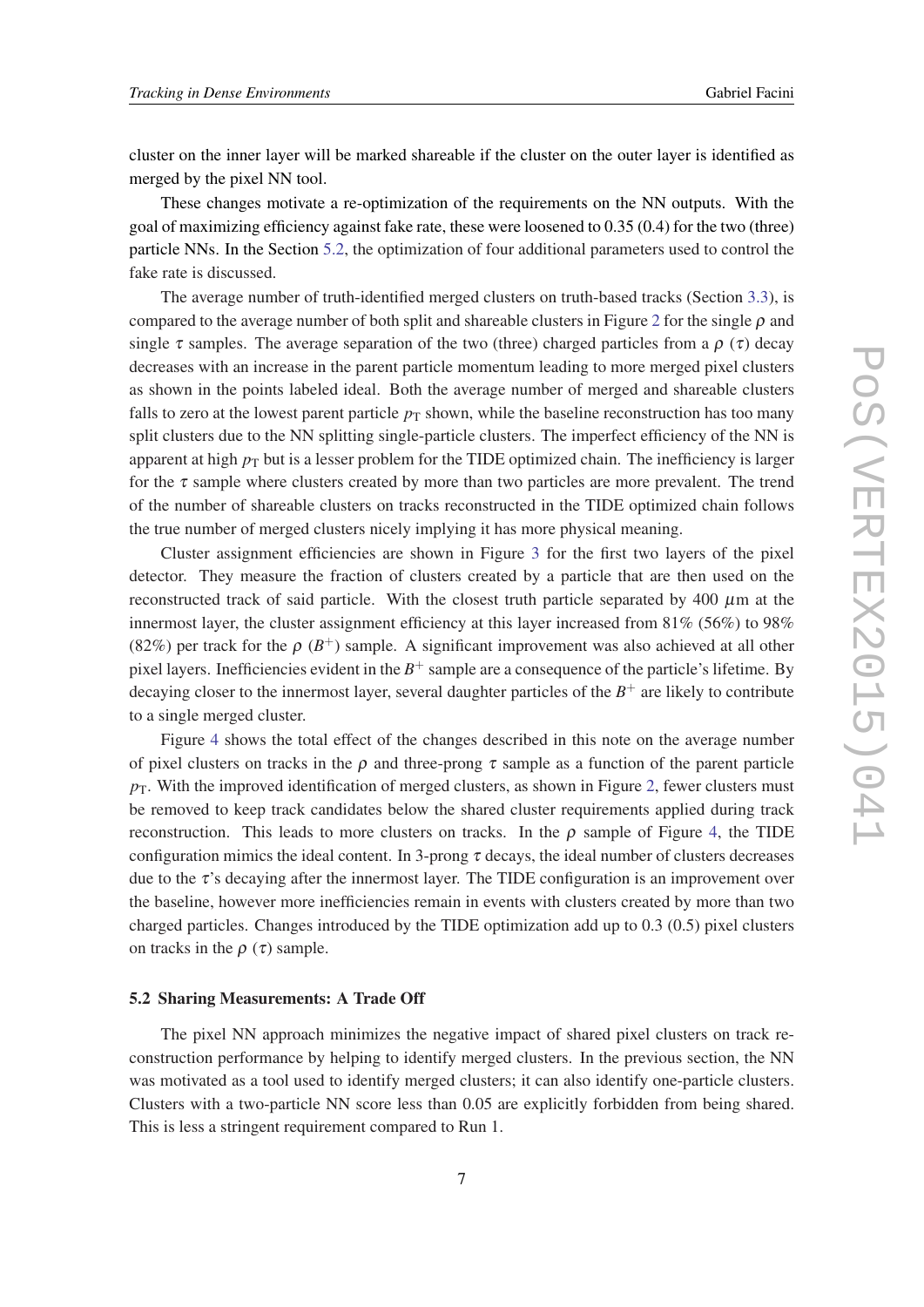cluster on the inner layer will be marked shareable if the cluster on the outer layer is identified as merged by the pixel NN tool.

These changes motivate a re-optimization of the requirements on the NN outputs. With the goal of maximizing efficiency against fake rate, these were loosened to 0.35 (0.4) for the two (three) particle NNs. In the Section 5.2, the optimization of four additional parameters used to control the fake rate is discussed.

The average number of truth-identified merged clusters on truth-based tracks (Section 3.3), is compared to the average number of both split and shareable clusters in Figure 2 for the single $\rho$ and single $\tau$ samples. The average separation of the two (three) charged particles from a $\rho$ ($\tau$) decay decreases with an increase in the parent particle momentum leading to more merged pixel clusters as shown in the points labeled ideal. Both the average number of merged and shareable clusters falls to zero at the lowest parent particle $p_{\mathrm{T}}$ shown, while the baseline reconstruction has too many split clusters due to the NN splitting single-particle clusters. The imperfect efficiency of the NN is apparent at high $p_{\mathrm{T}}$ but is a lesser problem for the TIDE optimized chain. The inefficiency is larger for the $\tau$ sample where clusters created by more than two particles are more prevalent. The trend of the number of shareable clusters on tracks reconstructed in the TIDE optimized chain follows the true number of merged clusters nicely implying it has more physical meaning.

Cluster assignment efficiencies are shown in Figure 3 for the first two layers of the pixel detector. They measure the fraction of clusters created by a particle that are then used on the reconstructed track of said particle. With the closest truth particle separated by 400 $\mu$m at the innermost layer, the cluster assignment efficiency at this layer increased from 81% (56%) to 98% (82%) per track for the $\rho$ ($B^{+}$) sample. A significant improvement was also achieved at all other pixel layers. Inefficiencies evident in the $B^{+}$ sample are a consequence of the particle's lifetime. By decaying closer to the innermost layer, several daughter particles of the $B^{+}$ are likely to contribute to a single merged cluster.

Figure 4 shows the total effect of the changes described in this note on the average number of pixel clusters on tracks in the $\rho$ and three-prong $\tau$ sample as a function of the parent particle $p_{\mathrm{T}}$. With the improved identification of merged clusters, as shown in Figure 2, fewer clusters must be removed to keep track candidates below the shared cluster requirements applied during track reconstruction. This leads to more clusters on tracks. In the $\rho$ sample of Figure 4, the TIDE configuration mimics the ideal content. In 3-prong $\tau$ decays, the ideal number of clusters decreases due to the $\tau$'s decaying after the innermost layer. The TIDE configuration is an improvement over the baseline, however more inefficiencies remain in events with clusters created by more than two charged particles. Changes introduced by the TIDE optimization add up to 0.3 (0.5) pixel clusters on tracks in the $\rho$ ($\tau$) sample.

### 5.2 Sharing Measurements: A Trade Off

The pixel NN approach minimizes the negative impact of shared pixel clusters on track reconstruction performance by helping to identify merged clusters. In the previous section, the NN was motivated as a tool used to identify merged clusters; it can also identify one-particle clusters. Clusters with a two-particle NN score less than 0.05 are explicitly forbidden from being shared. This is less a stringent requirement compared to Run 1.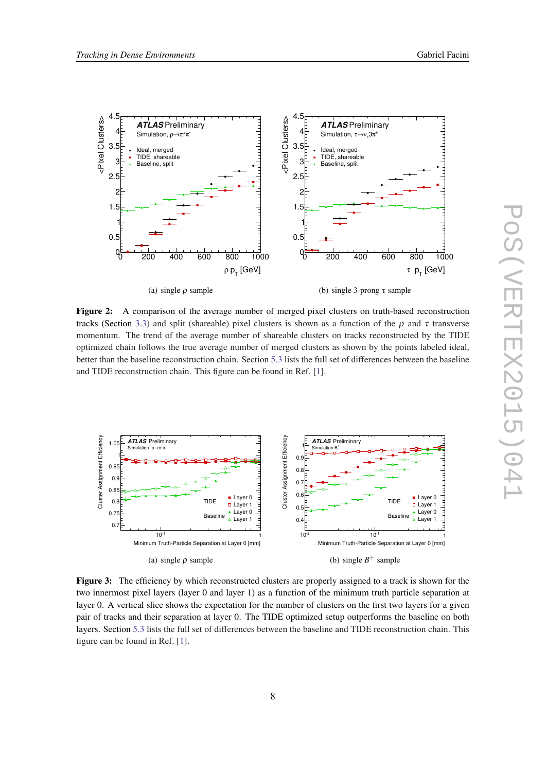(a) single $\rho$ sample

(b) single 3-prong $\tau$ sample

**Figure 2:** A comparison of the average number of merged pixel clusters on truth-based reconstruction tracks (Section 3.3) and split (shareable) pixel clusters is shown as a function of the $\rho$ and $\tau$ transverse momentum. The trend of the average number of shareable clusters on tracks reconstructed by the TIDE optimized chain follows the true average number of merged clusters as shown by the points labeled ideal, better than the baseline reconstruction chain. Section 5.3 lists the full set of differences between the baseline and TIDE reconstruction chain. This figure can be found in Ref. [1].

(a) single $\rho$ sample

(b) single $B^+$ sample

**Figure 3:** The efficiency by which reconstructed clusters are properly assigned to a track is shown for the two innermost pixel layers (layer 0 and layer 1) as a function of the minimum truth particle separation at layer 0. A vertical slice shows the expectation for the number of clusters on the first two layers for a given pair of tracks and their separation at layer 0. The TIDE optimized setup outperforms the baseline on both layers. Section 5.3 lists the full set of differences between the baseline and TIDE reconstruction chain. This figure can be found in Ref. [1].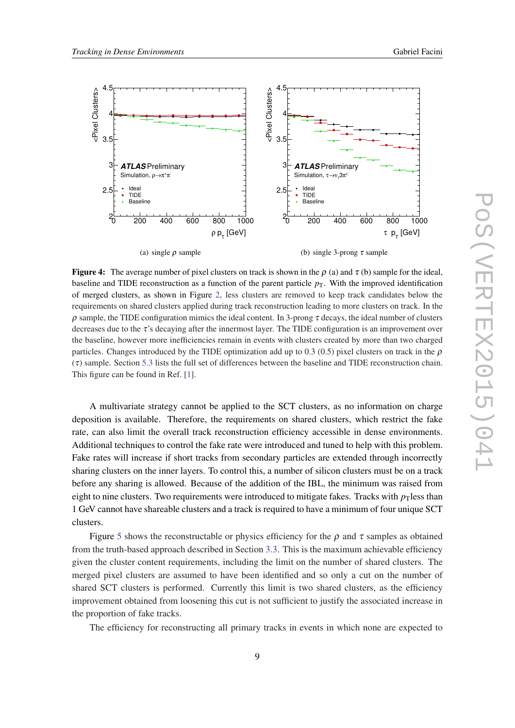(a) single $\rho$ sample

(b) single 3-prong $\tau$ sample

**Figure 4:** The average number of pixel clusters on track is shown in the $\rho$ (a) and $\tau$ (b) sample for the ideal, baseline and TIDE reconstruction as a function of the parent particle $p_{\mathrm{T}}$. With the improved identification of merged clusters, as shown in Figure 2, less clusters are removed to keep track candidates below the requirements on shared clusters applied during track reconstruction leading to more clusters on track. In the $\rho$ sample, the TIDE configuration mimics the ideal content. In 3-prong $\tau$ decays, the ideal number of clusters decreases due to the $\tau$'s decaying after the innermost layer. The TIDE configuration is an improvement over the baseline, however more inefficiencies remain in events with clusters created by more than two charged particles. Changes introduced by the TIDE optimization add up to 0.3 (0.5) pixel clusters on track in the $\rho$ ($\tau$) sample. Section 5.3 lists the full set of differences between the baseline and TIDE reconstruction chain. This figure can be found in Ref. [1].

A multivariate strategy cannot be applied to the SCT clusters, as no information on charge deposition is available. Therefore, the requirements on shared clusters, which restrict the fake rate, can also limit the overall track reconstruction efficiency accessible in dense environments. Additional techniques to control the fake rate were introduced and tuned to help with this problem. Fake rates will increase if short tracks from secondary particles are extended through incorrectly sharing clusters on the inner layers. To control this, a number of silicon clusters must be on a track before any sharing is allowed. Because of the addition of the IBL, the minimum was raised from eight to nine clusters. Two requirements were introduced to mitigate fakes. Tracks with $p_{\mathrm{T}}$less than 1 GeV cannot have shareable clusters and a track is required to have a minimum of four unique SCT clusters.

Figure 5 shows the reconstructable or physics efficiency for the $\rho$ and $\tau$ samples as obtained from the truth-based approach described in Section 3.3. This is the maximum achievable efficiency given the cluster content requirements, including the limit on the number of shared clusters. The merged pixel clusters are assumed to have been identified and so only a cut on the number of shared SCT clusters is performed. Currently this limit is two shared clusters, as the efficiency improvement obtained from loosening this cut is not sufficient to justify the associated increase in the proportion of fake tracks.

The efficiency for reconstructing all primary tracks in events in which none are expected to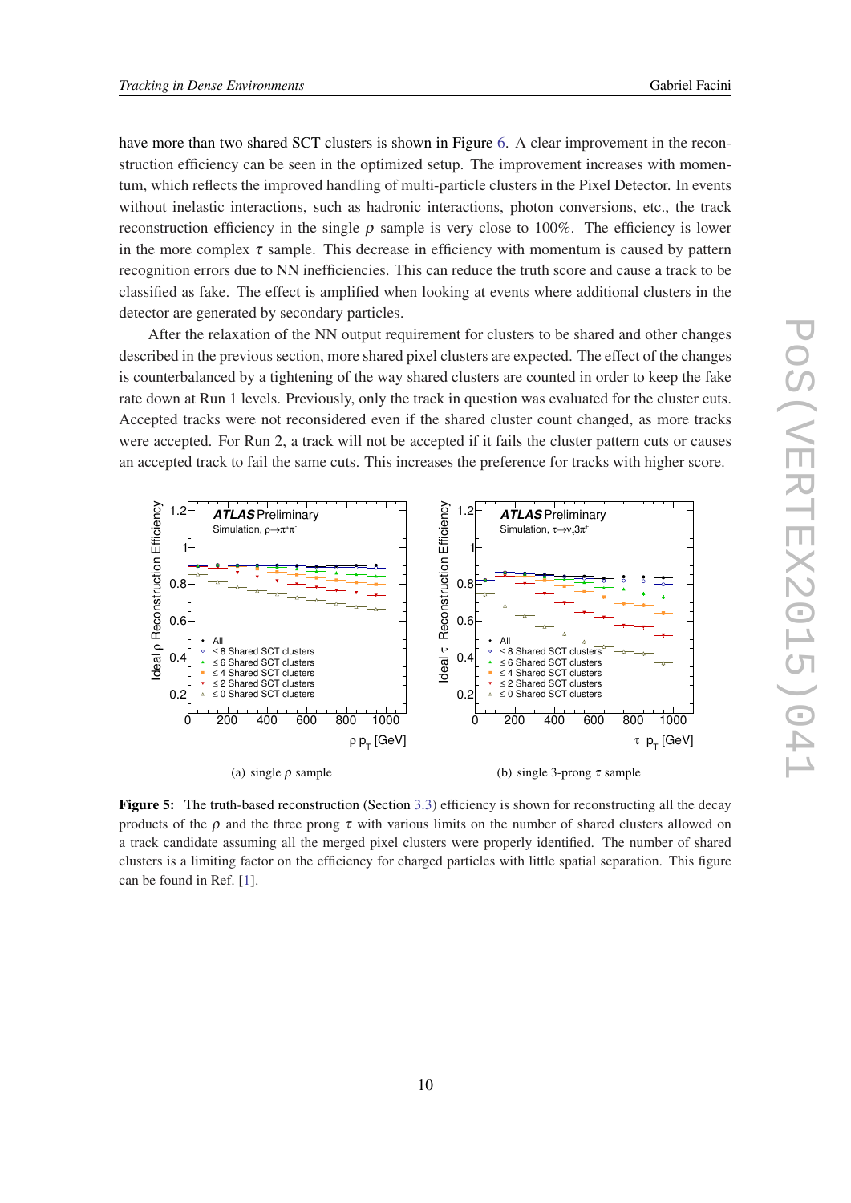have more than two shared SCT clusters is shown in Figure 6. A clear improvement in the reconstruction efficiency can be seen in the optimized setup. The improvement increases with momentum, which reflects the improved handling of multi-particle clusters in the Pixel Detector. In events without inelastic interactions, such as hadronic interactions, photon conversions, etc., the track reconstruction efficiency in the single $\rho$ sample is very close to 100%. The efficiency is lower in the more complex $\tau$ sample. This decrease in efficiency with momentum is caused by pattern recognition errors due to NN inefficiencies. This can reduce the truth score and cause a track to be classified as fake. The effect is amplified when looking at events where additional clusters in the detector are generated by secondary particles.

After the relaxation of the NN output requirement for clusters to be shared and other changes described in the previous section, more shared pixel clusters are expected. The effect of the changes is counterbalanced by a tightening of the way shared clusters are counted in order to keep the fake rate down at Run 1 levels. Previously, only the track in question was evaluated for the cluster cuts. Accepted tracks were not reconsidered even if the shared cluster count changed, as more tracks were accepted. For Run 2, a track will not be accepted if it fails the cluster pattern cuts or causes an accepted track to fail the same cuts. This increases the preference for tracks with higher score.

(a) single $\rho$ sample

(b) single 3-prong $\tau$ sample

**Figure 5:** The truth-based reconstruction (Section 3.3) efficiency is shown for reconstructing all the decay products of the $\rho$ and the three prong $\tau$ with various limits on the number of shared clusters allowed on a track candidate assuming all the merged pixel clusters were properly identified. The number of shared clusters is a limiting factor on the efficiency for charged particles with little spatial separation. This figure can be found in Ref. [1].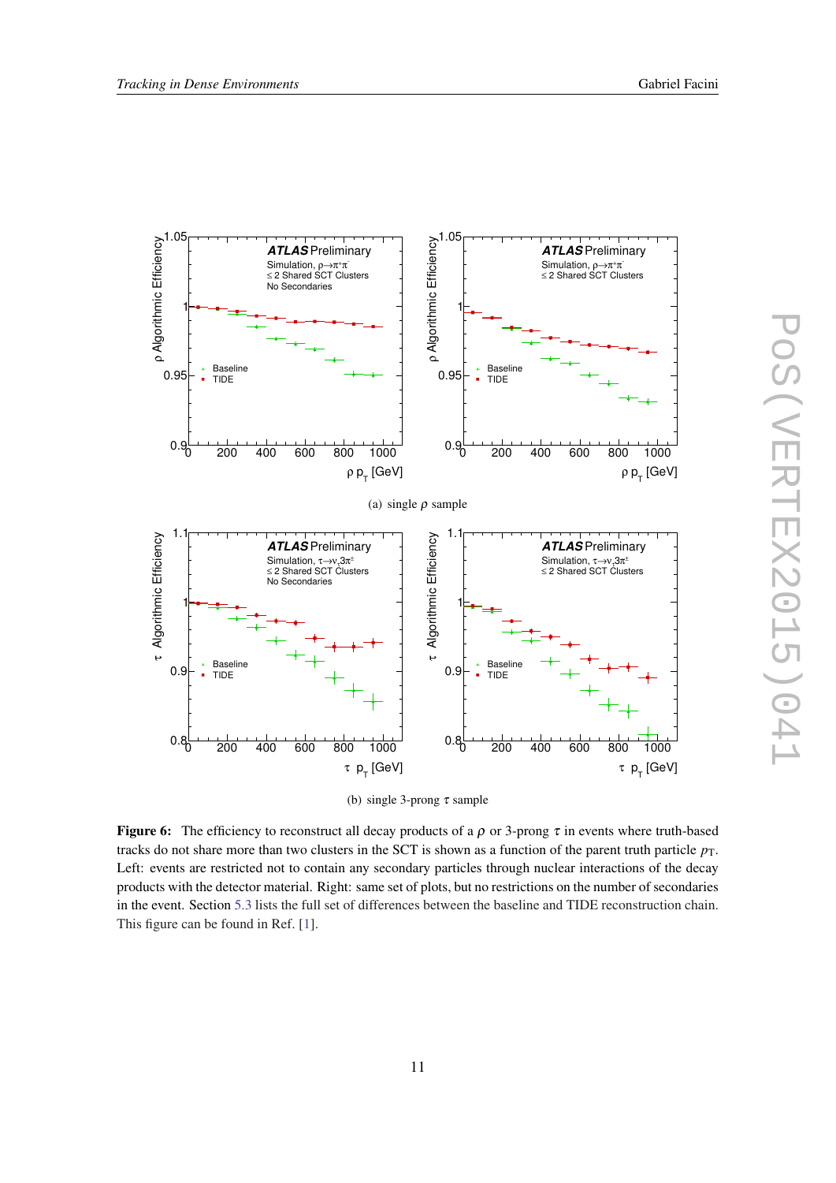(a) single $\rho$ sample

(b) single 3-prong $\tau$ sample

**Figure 6:** The efficiency to reconstruct all decay products of a $\rho$ or 3-prong $\tau$ in events where truth-based tracks do not share more than two clusters in the SCT is shown as a function of the parent truth particle $p_{\mathrm{T}}$. Left: events are restricted not to contain any secondary particles through nuclear interactions of the decay products with the detector material. Right: same set of plots, but no restrictions on the number of secondaries in the event. Section 5.3 lists the full set of differences between the baseline and TIDE reconstruction chain. This figure can be found in Ref. [1].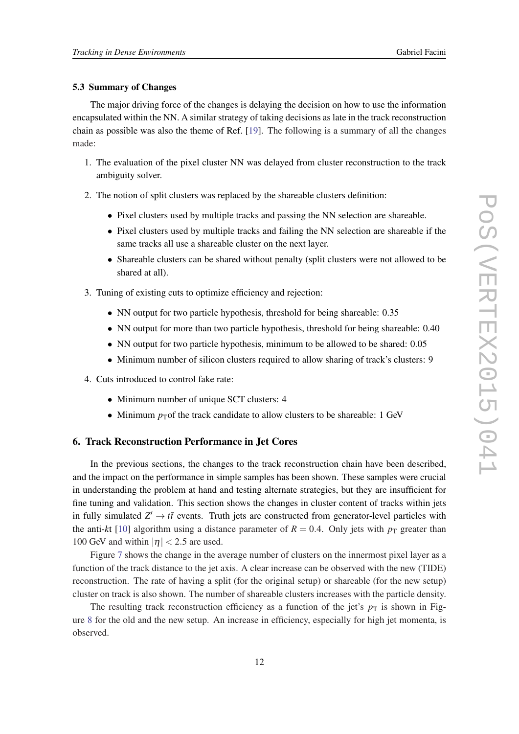### 5.3 Summary of Changes

The major driving force of the changes is delaying the decision on how to use the information encapsulated within the NN. A similar strategy of taking decisions as late in the track reconstruction chain as possible was also the theme of Ref. [19]. The following is a summary of all the changes made:

1. The evaluation of the pixel cluster NN was delayed from cluster reconstruction to the track ambiguity solver.
2. The notion of split clusters was replaced by the shareable clusters definition:
   - Pixel clusters used by multiple tracks and passing the NN selection are shareable.
   - Pixel clusters used by multiple tracks and failing the NN selection are shareable if the same tracks all use a shareable cluster on the next layer.
   - Shareable clusters can be shared without penalty (split clusters were not allowed to be shared at all).
3. Tuning of existing cuts to optimize efficiency and rejection:
   - NN output for two particle hypothesis, threshold for being shareable: 0.35
   - NN output for more than two particle hypothesis, threshold for being shareable: 0.40
   - NN output for two particle hypothesis, minimum to be allowed to be shared: 0.05
   - Minimum number of silicon clusters required to allow sharing of track's clusters: 9
4. Cuts introduced to control fake rate:
   - Minimum number of unique SCT clusters: 4
   - Minimum $p_{\mathrm{T}}$ of the track candidate to allow clusters to be shareable: 1 GeV

## 6. Track Reconstruction Performance in Jet Cores

In the previous sections, the changes to the track reconstruction chain have been described, and the impact on the performance in simple samples has been shown. These samples were crucial in understanding the problem at hand and testing alternate strategies, but they are insufficient for fine tuning and validation. This section shows the changes in cluster content of tracks within jets in fully simulated $Z' \rightarrow t\bar{t}$ events. Truth jets are constructed from generator-level particles with the anti-*kt* [10] algorithm using a distance parameter of $R = 0.4$. Only jets with $p_{\mathrm{T}}$ greater than 100 GeV and within $|\eta| < 2.5$ are used.

Figure 7 shows the change in the average number of clusters on the innermost pixel layer as a function of the track distance to the jet axis. A clear increase can be observed with the new (TIDE) reconstruction. The rate of having a split (for the original setup) or shareable (for the new setup) cluster on track is also shown. The number of shareable clusters increases with the particle density.

The resulting track reconstruction efficiency as a function of the jet's $p_{\mathrm{T}}$ is shown in Figure 8 for the old and the new setup. An increase in efficiency, especially for high jet momenta, is observed.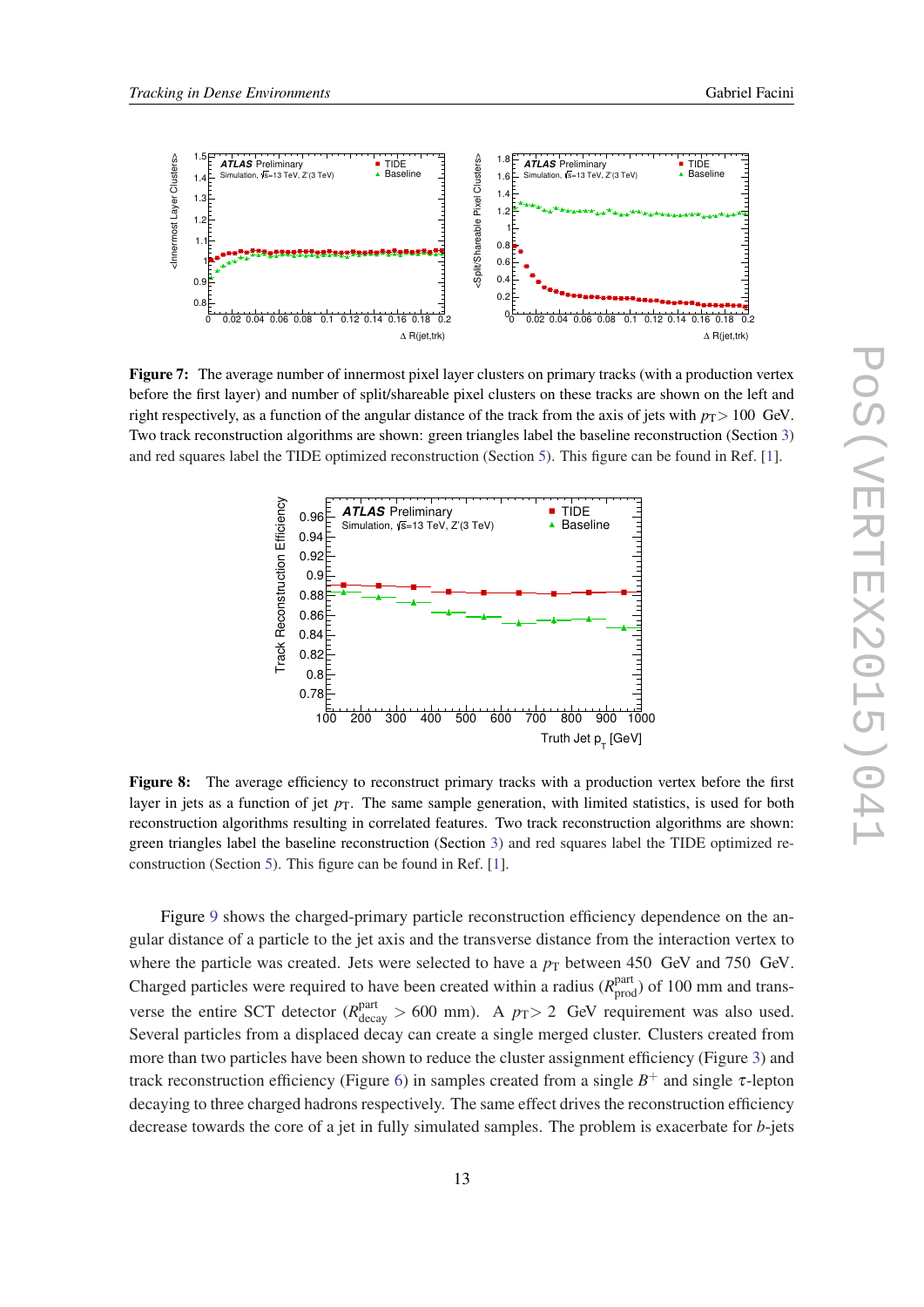**Figure 7:** The average number of innermost pixel layer clusters on primary tracks (with a production vertex before the first layer) and number of split/shareable pixel clusters on these tracks are shown on the left and right respectively, as a function of the angular distance of the track from the axis of jets with $p_T > 100$ GeV. Two track reconstruction algorithms are shown: green triangles label the baseline reconstruction (Section 3) and red squares label the TIDE optimized reconstruction (Section 5). This figure can be found in Ref. [1].

**Figure 8:** The average efficiency to reconstruct primary tracks with a production vertex before the first layer in jets as a function of jet $p_T$. The same sample generation, with limited statistics, is used for both reconstruction algorithms resulting in correlated features. Two track reconstruction algorithms are shown: green triangles label the baseline reconstruction (Section 3) and red squares label the TIDE optimized reconstruction (Section 5). This figure can be found in Ref. [1].

Figure 9 shows the charged-primary particle reconstruction efficiency dependence on the angular distance of a particle to the jet axis and the transverse distance from the interaction vertex to where the particle was created. Jets were selected to have a $p_T$ between 450 GeV and 750 GeV. Charged particles were required to have been created within a radius ($R^{\text{part}}_{\text{prod}}$) of 100 mm and traverse the entire SCT detector ($R^{\text{part}}_{\text{decay}} > 600$ mm). A $p_T > 2$ GeV requirement was also used. Several particles from a displaced decay can create a single merged cluster. Clusters created from more than two particles have been shown to reduce the cluster assignment efficiency (Figure 3) and track reconstruction efficiency (Figure 6) in samples created from a single $B^+$ and single $\tau$-lepton decaying to three charged hadrons respectively. The same effect drives the reconstruction efficiency decrease towards the core of a jet in fully simulated samples. The problem is exacerbate for *b*-jets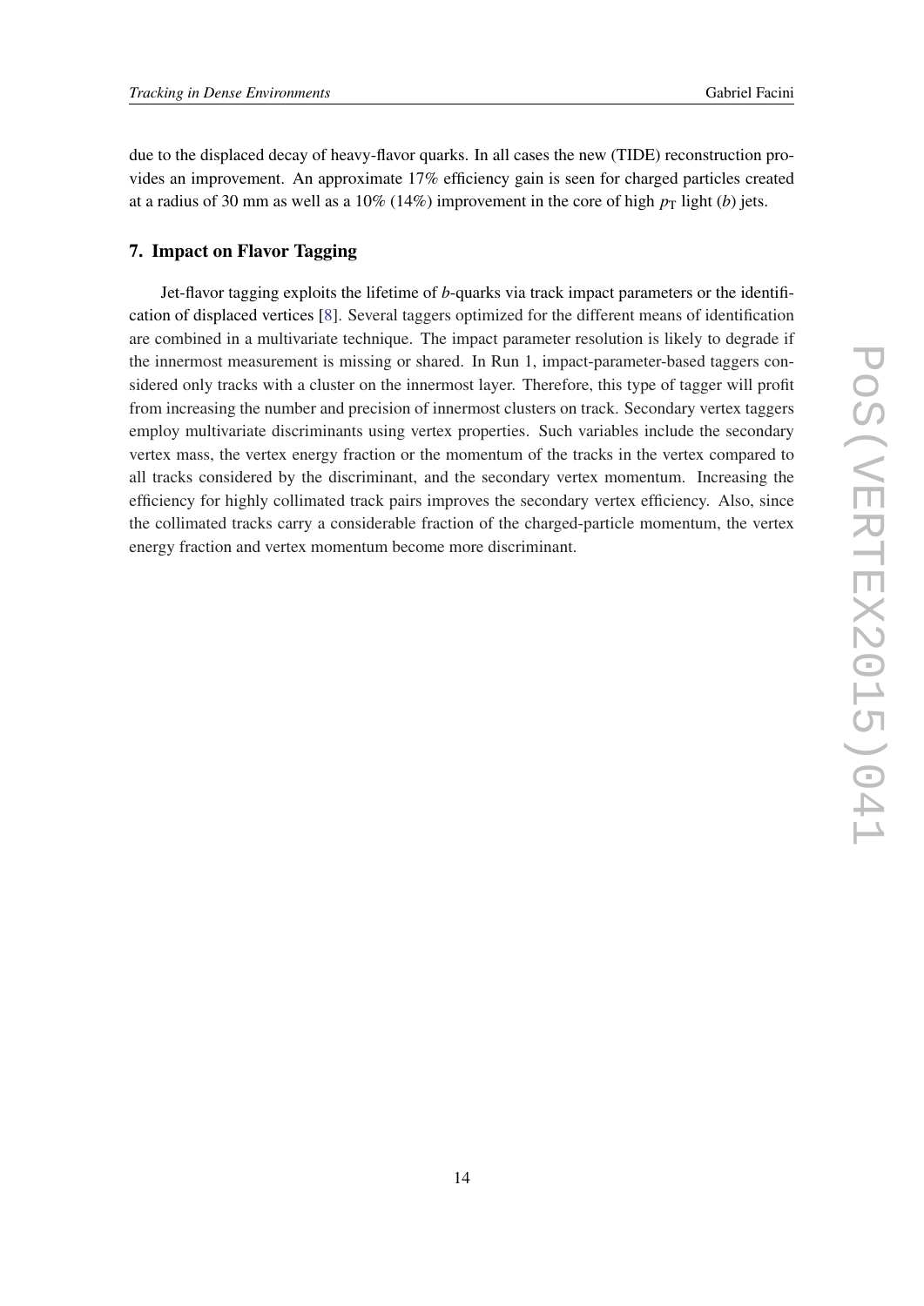due to the displaced decay of heavy-flavor quarks. In all cases the new (TIDE) reconstruction provides an improvement. An approximate 17% efficiency gain is seen for charged particles created at a radius of 30 mm as well as a 10% (14%) improvement in the core of high $p_{\mathrm{T}}$ light ($b$) jets.

## 7. Impact on Flavor Tagging

Jet-flavor tagging exploits the lifetime of $b$-quarks via track impact parameters or the identification of displaced vertices [8]. Several taggers optimized for the different means of identification are combined in a multivariate technique. The impact parameter resolution is likely to degrade if the innermost measurement is missing or shared. In Run 1, impact-parameter-based taggers considered only tracks with a cluster on the innermost layer. Therefore, this type of tagger will profit from increasing the number and precision of innermost clusters on track. Secondary vertex taggers employ multivariate discriminants using vertex properties. Such variables include the secondary vertex mass, the vertex energy fraction or the momentum of the tracks in the vertex compared to all tracks considered by the discriminant, and the secondary vertex momentum. Increasing the efficiency for highly collimated track pairs improves the secondary vertex efficiency. Also, since the collimated tracks carry a considerable fraction of the charged-particle momentum, the vertex energy fraction and vertex momentum become more discriminant.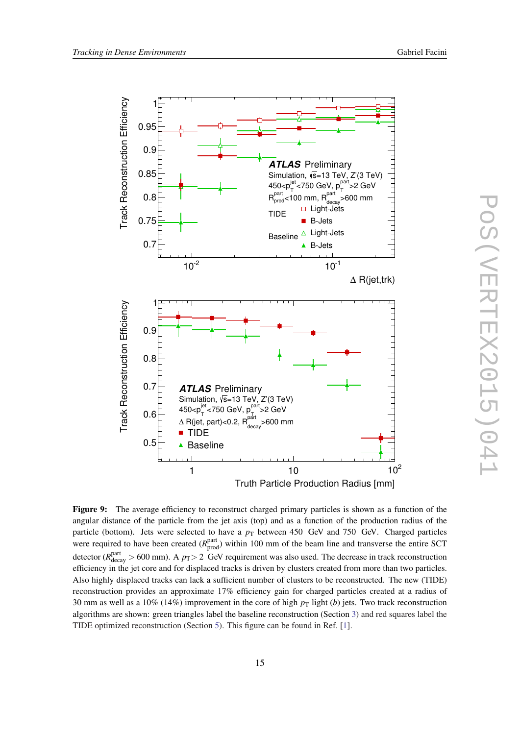**Figure 9:** The average efficiency to reconstruct charged primary particles is shown as a function of the angular distance of the particle from the jet axis (top) and as a function of the production radius of the particle (bottom). Jets were selected to have a $p_T$ between 450 GeV and 750 GeV. Charged particles were required to have been created ($R^{\text{part}}_{\text{prod}}$) within 100 mm of the beam line and transverse the entire SCT detector ($R^{\text{part}}_{\text{decay}} > 600$ mm). A $p_T > 2$ GeV requirement was also used. The decrease in track reconstruction efficiency in the jet core and for displaced tracks is driven by clusters created from more than two particles. Also highly displaced tracks can lack a sufficient number of clusters to be reconstructed. The new (TIDE) reconstruction provides an approximate 17% efficiency gain for charged particles created at a radius of 30 mm as well as a 10% (14%) improvement in the core of high $p_T$ light ($b$) jets. Two track reconstruction algorithms are shown: green triangles label the baseline reconstruction (Section 3) and red squares label the TIDE optimized reconstruction (Section 5). This figure can be found in Ref. [1].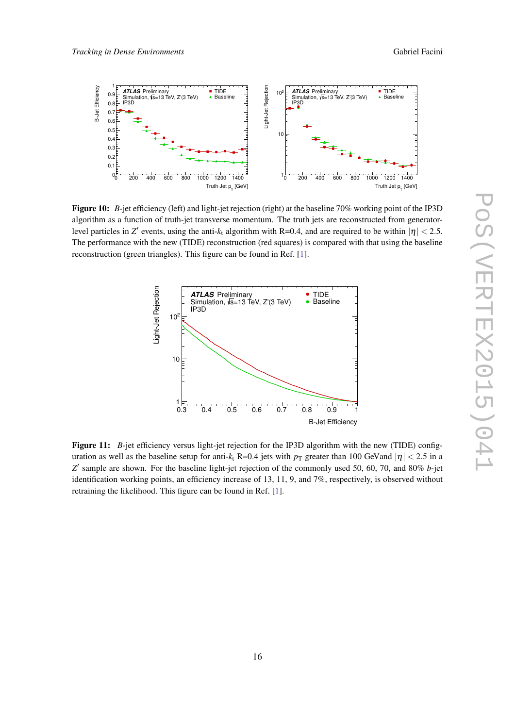**Figure 10:** *B*-jet efficiency (left) and light-jet rejection (right) at the baseline 70% working point of the IP3D algorithm as a function of truth-jet transverse momentum. The truth jets are reconstructed from generator-level particles in $Z'$ events, using the anti-$k_t$ algorithm with R=0.4, and are required to be within $|\eta| < 2.5$. The performance with the new (TIDE) reconstruction (red squares) is compared with that using the baseline reconstruction (green triangles). This figure can be found in Ref. [1].

**Figure 11:** *B*-jet efficiency versus light-jet rejection for the IP3D algorithm with the new (TIDE) configuration as well as the baseline setup for anti-$k_t$ R=0.4 jets with $p_T$ greater than 100 GeVand $|\eta| < 2.5$ in a $Z'$ sample are shown. For the baseline light-jet rejection of the commonly used 50, 60, 70, and 80% *b*-jet identification working points, an efficiency increase of 13, 11, 9, and 7%, respectively, is observed without retraining the likelihood. This figure can be found in Ref. [1].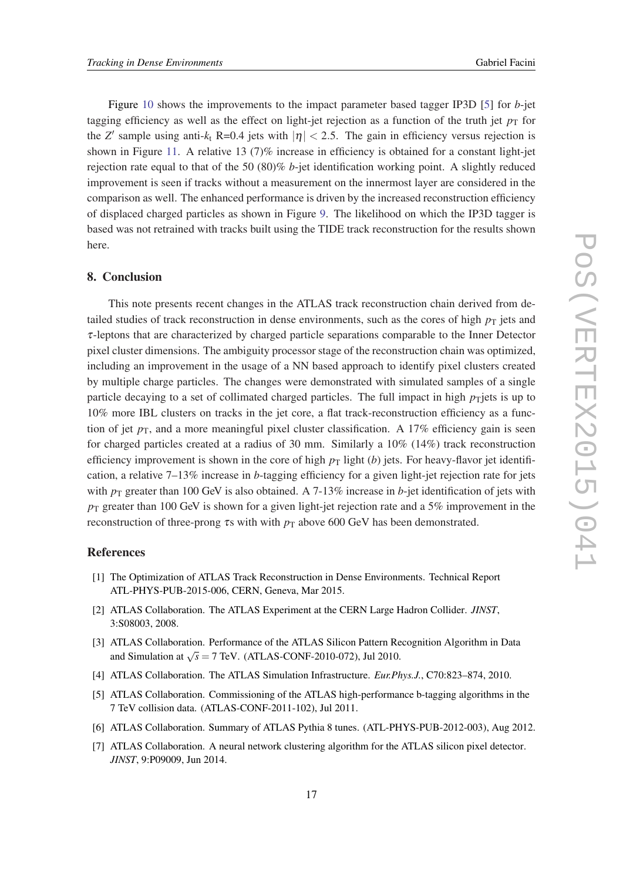Figure 10 shows the improvements to the impact parameter based tagger IP3D [5] for *b*-jet tagging efficiency as well as the effect on light-jet rejection as a function of the truth jet $p_{\mathrm{T}}$ for the $Z'$ sample using anti-$k_{\mathrm{t}}$ R=0.4 jets with $|\eta| < 2.5$. The gain in efficiency versus rejection is shown in Figure 11. A relative 13 (7)% increase in efficiency is obtained for a constant light-jet rejection rate equal to that of the 50 (80)% *b*-jet identification working point. A slightly reduced improvement is seen if tracks without a measurement on the innermost layer are considered in the comparison as well. The enhanced performance is driven by the increased reconstruction efficiency of displaced charged particles as shown in Figure 9. The likelihood on which the IP3D tagger is based was not retrained with tracks built using the TIDE track reconstruction for the results shown here.

## 8. Conclusion

This note presents recent changes in the ATLAS track reconstruction chain derived from detailed studies of track reconstruction in dense environments, such as the cores of high $p_{\mathrm{T}}$ jets and $\tau$-leptons that are characterized by charged particle separations comparable to the Inner Detector pixel cluster dimensions. The ambiguity processor stage of the reconstruction chain was optimized, including an improvement in the usage of a NN based approach to identify pixel clusters created by multiple charge particles. The changes were demonstrated with simulated samples of a single particle decaying to a set of collimated charged particles. The full impact in high $p_{\mathrm{T}}$jets is up to 10% more IBL clusters on tracks in the jet core, a flat track-reconstruction efficiency as a function of jet $p_{\mathrm{T}}$, and a more meaningful pixel cluster classification. A 17% efficiency gain is seen for charged particles created at a radius of 30 mm. Similarly a 10% (14%) track reconstruction efficiency improvement is shown in the core of high $p_{\mathrm{T}}$ light (*b*) jets. For heavy-flavor jet identification, a relative 7–13% increase in *b*-tagging efficiency for a given light-jet rejection rate for jets with $p_{\mathrm{T}}$ greater than 100 GeV is also obtained. A 7-13% increase in *b*-jet identification of jets with $p_{\mathrm{T}}$ greater than 100 GeV is shown for a given light-jet rejection rate and a 5% improvement in the reconstruction of three-prong $\tau$s with with $p_{\mathrm{T}}$ above 600 GeV has been demonstrated.

## References

[1] The Optimization of ATLAS Track Reconstruction in Dense Environments. Technical Report ATL-PHYS-PUB-2015-006, CERN, Geneva, Mar 2015.

[2] ATLAS Collaboration. The ATLAS Experiment at the CERN Large Hadron Collider. *JINST*, 3:S08003, 2008.

[3] ATLAS Collaboration. Performance of the ATLAS Silicon Pattern Recognition Algorithm in Data and Simulation at $\sqrt{s} = 7$ TeV. (ATLAS-CONF-2010-072), Jul 2010.

[4] ATLAS Collaboration. The ATLAS Simulation Infrastructure. *Eur.Phys.J.*, C70:823–874, 2010.

[5] ATLAS Collaboration. Commissioning of the ATLAS high-performance b-tagging algorithms in the 7 TeV collision data. (ATLAS-CONF-2011-102), Jul 2011.

[6] ATLAS Collaboration. Summary of ATLAS Pythia 8 tunes. (ATL-PHYS-PUB-2012-003), Aug 2012.

[7] ATLAS Collaboration. A neural network clustering algorithm for the ATLAS silicon pixel detector. *JINST*, 9:P09009, Jun 2014.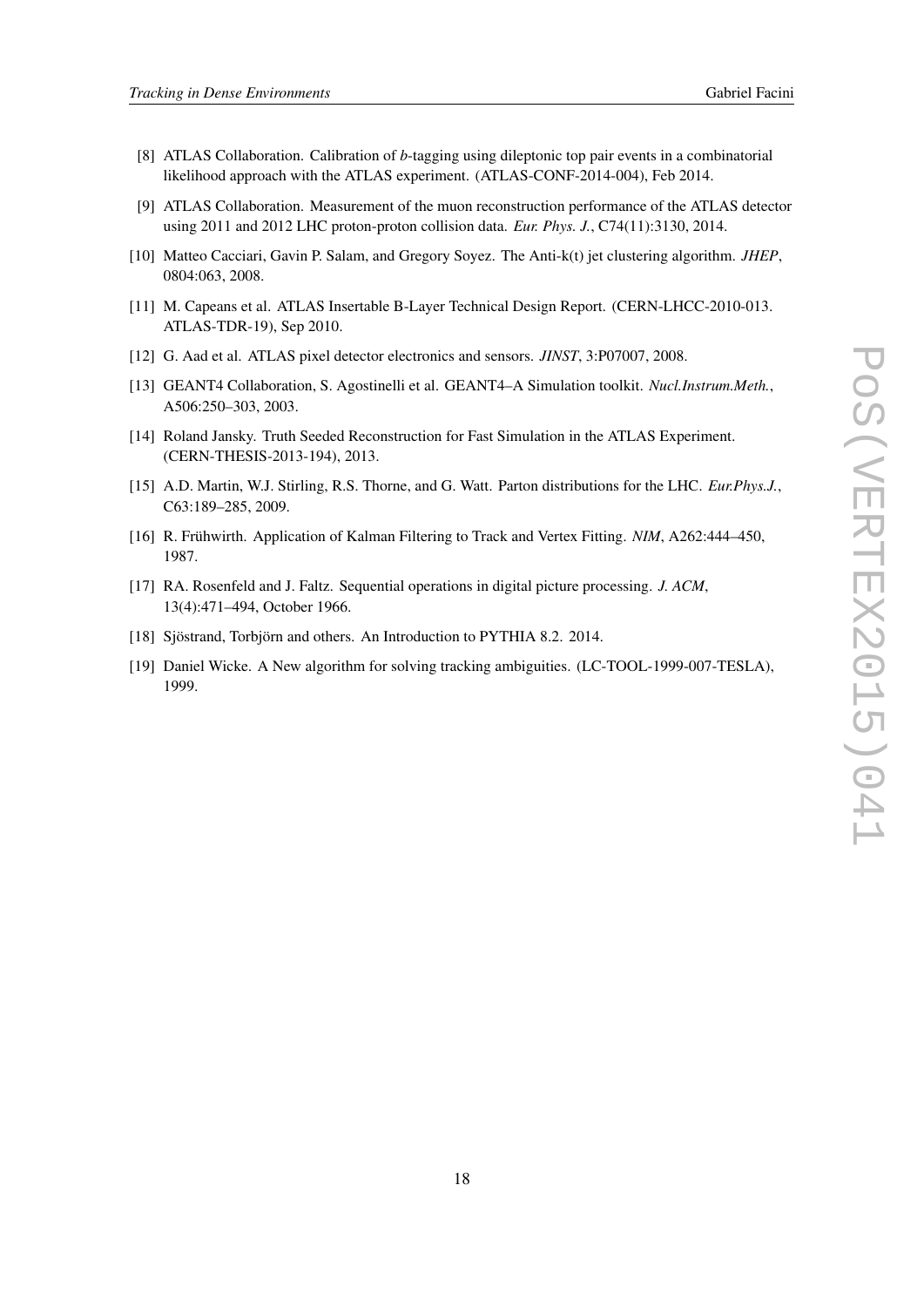[8] ATLAS Collaboration. Calibration of *b*-tagging using dileptonic top pair events in a combinatorial likelihood approach with the ATLAS experiment. (ATLAS-CONF-2014-004), Feb 2014.

[9] ATLAS Collaboration. Measurement of the muon reconstruction performance of the ATLAS detector using 2011 and 2012 LHC proton-proton collision data. *Eur. Phys. J.*, C74(11):3130, 2014.

[10] Matteo Cacciari, Gavin P. Salam, and Gregory Soyez. The Anti-k(t) jet clustering algorithm. *JHEP*, 0804:063, 2008.

[11] M. Capeans et al. ATLAS Insertable B-Layer Technical Design Report. (CERN-LHCC-2010-013. ATLAS-TDR-19), Sep 2010.

[12] G. Aad et al. ATLAS pixel detector electronics and sensors. *JINST*, 3:P07007, 2008.

[13] GEANT4 Collaboration, S. Agostinelli et al. GEANT4–A Simulation toolkit. *Nucl.Instrum.Meth.*, A506:250–303, 2003.

[14] Roland Jansky. Truth Seeded Reconstruction for Fast Simulation in the ATLAS Experiment. (CERN-THESIS-2013-194), 2013.

[15] A.D. Martin, W.J. Stirling, R.S. Thorne, and G. Watt. Parton distributions for the LHC. *Eur.Phys.J.*, C63:189–285, 2009.

[16] R. Frühwirth. Application of Kalman Filtering to Track and Vertex Fitting. *NIM*, A262:444–450, 1987.

[17] RA. Rosenfeld and J. Faltz. Sequential operations in digital picture processing. *J. ACM*, 13(4):471–494, October 1966.

[18] Sjöstrand, Torbjörn and others. An Introduction to PYTHIA 8.2. 2014.

[19] Daniel Wicke. A New algorithm for solving tracking ambiguities. (LC-TOOL-1999-007-TESLA), 1999.